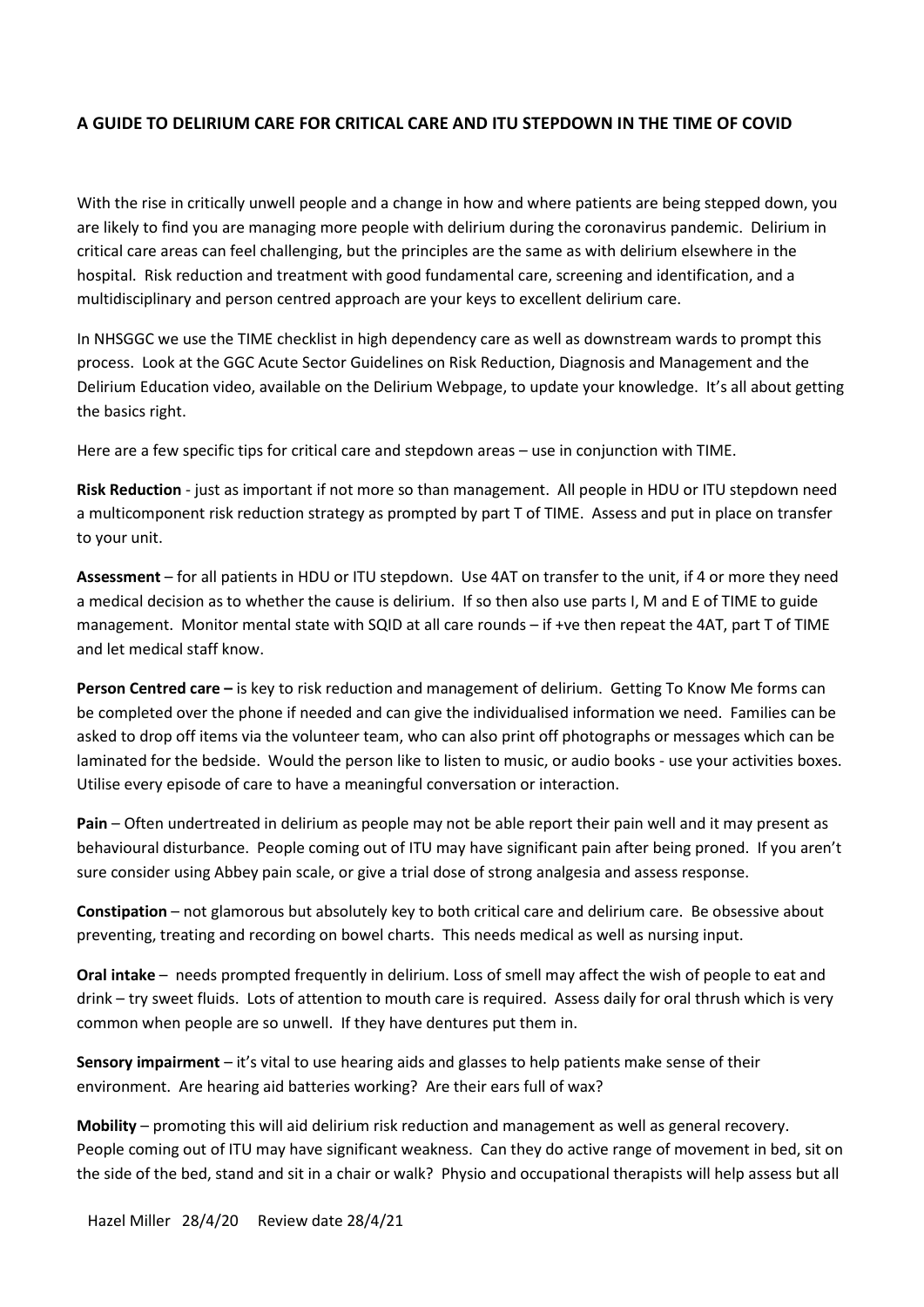## A GUIDE TO DELIRIUM CARE FOR CRITICAL CARE AND ITU STEPDOWN IN THE TIME OF COVID

With the rise in critically unwell people and a change in how and where patients are being stepped down, you are likely to find you are managing more people with delirium during the coronavirus pandemic. Delirium in critical care areas can feel challenging, but the principles are the same as with delirium elsewhere in the hospital. Risk reduction and treatment with good fundamental care, screening and identification, and a multidisciplinary and person centred approach are your keys to excellent delirium care.

In NHSGGC we use the TIME checklist in high dependency care as well as downstream wards to prompt this process. Look at the GGC Acute Sector Guidelines on Risk Reduction, Diagnosis and Management and the Delirium Education video, available on the Delirium Webpage, to update your knowledge. It's all about getting the basics right.

Here are a few specific tips for critical care and stepdown areas – use in conjunction with TIME.

**Risk Reduction** - just as important if not more so than management. All people in HDU or ITU stepdown need a multicomponent risk reduction strategy as prompted by part T of TIME. Assess and put in place on transfer to your unit.

**Assessment** – for all patients in HDU or ITU stepdown. Use 4AT on transfer to the unit, if 4 or more they need a medical decision as to whether the cause is delirium. If so then also use parts I, M and E of TIME to guide management. Monitor mental state with SQID at all care rounds – if +ve then repeat the 4AT, part T of TIME and let medical staff know.

**Person Centred care –** is key to risk reduction and management of delirium. Getting To Know Me forms can be completed over the phone if needed and can give the individualised information we need. Families can be asked to drop off items via the volunteer team, who can also print off photographs or messages which can be laminated for the bedside. Would the person like to listen to music, or audio books - use your activities boxes. Utilise every episode of care to have a meaningful conversation or interaction.

**Pain** – Often undertreated in delirium as people may not be able report their pain well and it may present as behavioural disturbance. People coming out of ITU may have significant pain after being proned. If you aren't sure consider using Abbey pain scale, or give a trial dose of strong analgesia and assess response.

**Constipation** – not glamorous but absolutely key to both critical care and delirium care. Be obsessive about preventing, treating and recording on bowel charts. This needs medical as well as nursing input.

**Oral intake** – needs prompted frequently in delirium. Loss of smell may affect the wish of people to eat and drink – try sweet fluids. Lots of attention to mouth care is required. Assess daily for oral thrush which is very common when people are so unwell. If they have dentures put them in.

**Sensory impairment** – it's vital to use hearing aids and glasses to help patients make sense of their environment. Are hearing aid batteries working? Are their ears full of wax?

**Mobility** – promoting this will aid delirium risk reduction and management as well as general recovery. People coming out of ITU may have significant weakness. Can they do active range of movement in bed, sit on the side of the bed, stand and sit in a chair or walk? Physio and occupational therapists will help assess but all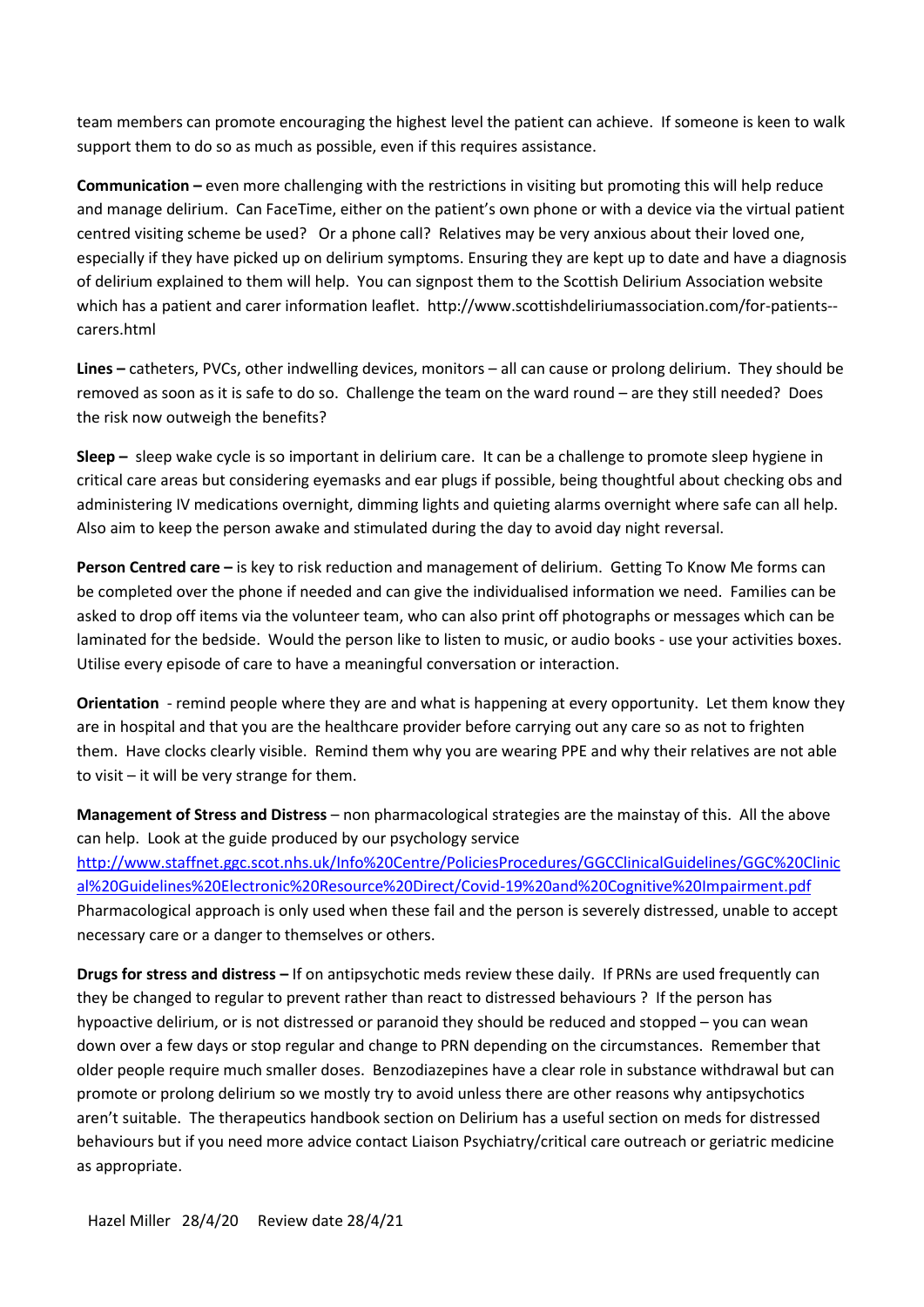team members can promote encouraging the highest level the patient can achieve. If someone is keen to walk support them to do so as much as possible, even if this requires assistance.

**Communication –** even more challenging with the restrictions in visiting but promoting this will help reduce and manage delirium. Can FaceTime, either on the patient's own phone or with a device via the virtual patient centred visiting scheme be used? Or a phone call? Relatives may be very anxious about their loved one, especially if they have picked up on delirium symptoms. Ensuring they are kept up to date and have a diagnosis of delirium explained to them will help. You can signpost them to the Scottish Delirium Association website which has a patient and carer information leaflet. http://www.scottishdeliriumassociation.com/for-patients--carers.html

**Lines –** catheters, PVCs, other indwelling devices, monitors – all can cause or prolong delirium. They should be removed as soon as it is safe to do so. Challenge the team on the ward round – are they still needed? Does the risk now outweigh the benefits?

**Sleep –** sleep wake cycle is so important in delirium care. It can be a challenge to promote sleep hygiene in critical care areas but considering eyemasks and ear plugs if possible, being thoughtful about checking obs and administering IV medications overnight, dimming lights and quieting alarms overnight where safe can all help. Also aim to keep the person awake and stimulated during the day to avoid day night reversal.

**Person Centred care –** is key to risk reduction and management of delirium. Getting To Know Me forms can be completed over the phone if needed and can give the individualised information we need. Families can be asked to drop off items via the volunteer team, who can also print off photographs or messages which can be laminated for the bedside. Would the person like to listen to music, or audio books - use your activities boxes. Utilise every episode of care to have a meaningful conversation or interaction.

**Orientation** - remind people where they are and what is happening at every opportunity. Let them know they are in hospital and that you are the healthcare provider before carrying out any care so as not to frighten them. Have clocks clearly visible. Remind them why you are wearing PPE and why their relatives are not able to visit – it will be very strange for them.

**Management of Stress and Distress** – non pharmacological strategies are the mainstay of this. All the above can help. Look at the guide produced by our psychology service http://www.staffnet.ggc.scot.nhs.uk/Info%20Centre/PoliciesProcedures/GGCClinicalGuidelines/GGC%20Clinical%20Guidelines%20Electronic%20Resource%20Direct/Covid-19%20and%20Cognitive%20Impairment.pdf Pharmacological approach is only used when these fail and the person is severely distressed, unable to accept necessary care or a danger to themselves or others.

**Drugs for stress and distress –** If on antipsychotic meds review these daily. If PRNs are used frequently can they be changed to regular to prevent rather than react to distressed behaviours ? If the person has hypoactive delirium, or is not distressed or paranoid they should be reduced and stopped – you can wean down over a few days or stop regular and change to PRN depending on the circumstances. Remember that older people require much smaller doses. Benzodiazepines have a clear role in substance withdrawal but can promote or prolong delirium so we mostly try to avoid unless there are other reasons why antipsychotics aren't suitable. The therapeutics handbook section on Delirium has a useful section on meds for distressed behaviours but if you need more advice contact Liaison Psychiatry/critical care outreach or geriatric medicine as appropriate.

Hazel Miller 28/4/20 Review date 28/4/21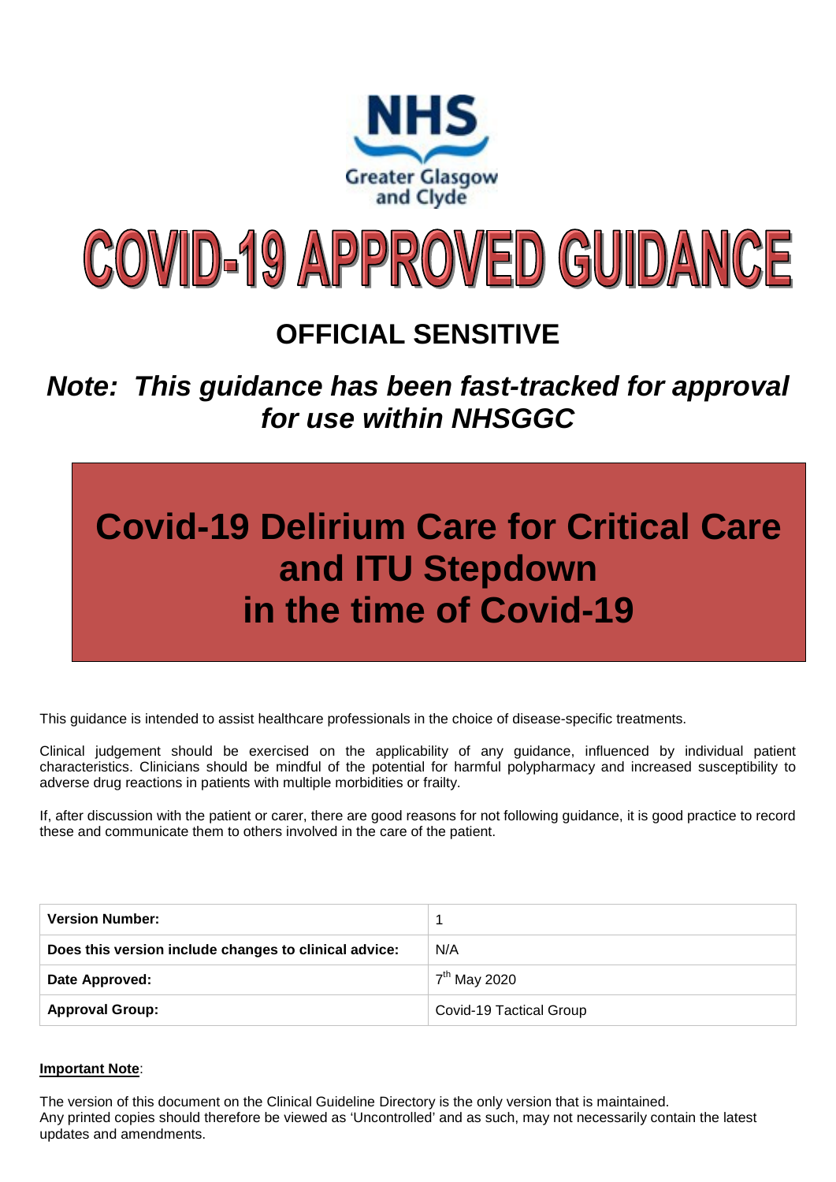# COVID-19 APPROVED GUIDANCE

## OFFICIAL SENSITIVE

## *Note: This guidance has been fast-tracked for approval for use within NHSGGC*

# Covid-19 Delirium Care for Critical Care and ITU Stepdown in the time of Covid-19

This guidance is intended to assist healthcare professionals in the choice of disease-specific treatments.

Clinical judgement should be exercised on the applicability of any guidance, influenced by individual patient characteristics. Clinicians should be mindful of the potential for harmful polypharmacy and increased susceptibility to adverse drug reactions in patients with multiple morbidities or frailty.

If, after discussion with the patient or carer, there are good reasons for not following guidance, it is good practice to record these and communicate them to others involved in the care of the patient.

| | |
|---|---|
| **Version Number:** | 1 |
| **Does this version include changes to clinical advice:** | N/A |
| **Date Approved:** | 7th May 2020 |
| **Approval Group:** | Covid-19 Tactical Group |

**Important Note**:

The version of this document on the Clinical Guideline Directory is the only version that is maintained.
Any printed copies should therefore be viewed as 'Uncontrolled' and as such, may not necessarily contain the latest updates and amendments.